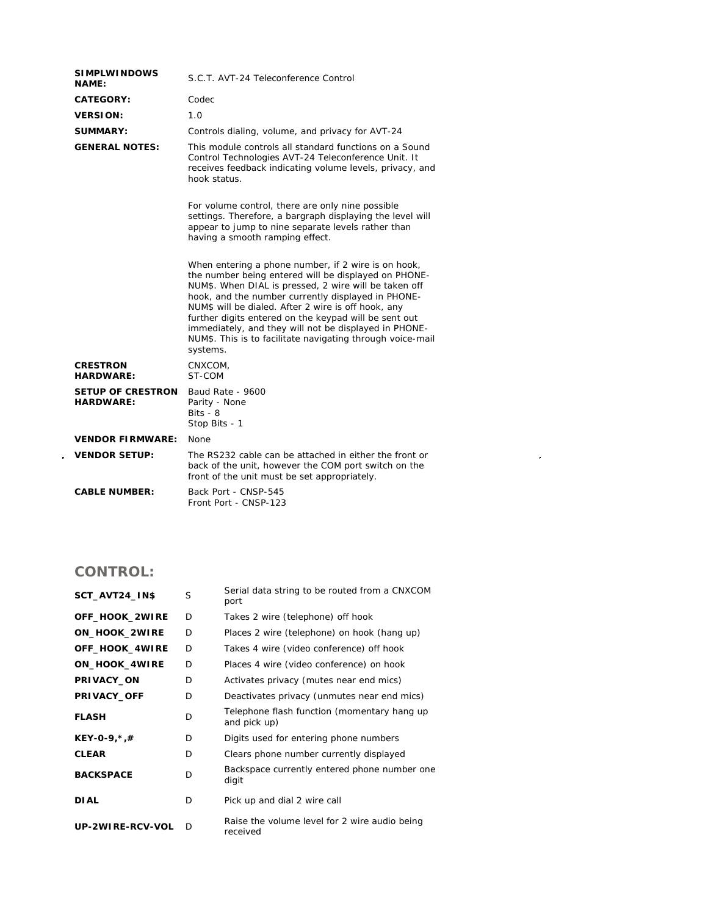| | |
|---|---|
| **SIMPLWINDOWS NAME:** | S.C.T. AVT-24 Teleconference Control |
| **CATEGORY:** | Codec |
| **VERSION:** | 1.0 |
| **SUMMARY:** | Controls dialing, volume, and privacy for AVT-24 |
| **GENERAL NOTES:** | This module controls all standard functions on a Sound Control Technologies AVT-24 Teleconference Unit. It receives feedback indicating volume levels, privacy, and hook status.<br><br>For volume control, there are only nine possible settings. Therefore, a bargraph displaying the level will appear to jump to nine separate levels rather than having a smooth ramping effect.<br><br>When entering a phone number, if 2 wire is on hook, the number being entered will be displayed on PHONE-NUM$. When DIAL is pressed, 2 wire will be taken off hook, and the number currently displayed in PHONE-NUM$ will be dialed. After 2 wire is off hook, any further digits entered on the keypad will be sent out immediately, and they will not be displayed in PHONE-NUM$. This is to facilitate navigating through voice-mail systems. |
| **CRESTRON HARDWARE:** | CNXCOM,<br>ST-COM |
| **SETUP OF CRESTRON HARDWARE:** | Baud Rate - 9600<br>Parity - None<br>Bits - 8<br>Stop Bits - 1 |
| **VENDOR FIRMWARE:** | None |
| **VENDOR SETUP:** | The RS232 cable can be attached in either the front or back of the unit, however the COM port switch on the front of the unit must be set appropriately. |
| **CABLE NUMBER:** | Back Port - CNSP-545<br>Front Port - CNSP-123 |

## CONTROL:

| | | |
|---|---|---|
| **SCT_AVT24_IN$** | S | Serial data string to be routed from a CNXCOM port |
| **OFF_HOOK_2WIRE** | D | Takes 2 wire (telephone) off hook |
| **ON_HOOK_2WIRE** | D | Places 2 wire (telephone) on hook (hang up) |
| **OFF_HOOK_4WIRE** | D | Takes 4 wire (video conference) off hook |
| **ON_HOOK_4WIRE** | D | Places 4 wire (video conference) on hook |
| **PRIVACY_ON** | D | Activates privacy (mutes near end mics) |
| **PRIVACY_OFF** | D | Deactivates privacy (unmutes near end mics) |
| **FLASH** | D | Telephone flash function (momentary hang up and pick up) |
| **KEY-0-9,*,#** | D | Digits used for entering phone numbers |
| **CLEAR** | D | Clears phone number currently displayed |
| **BACKSPACE** | D | Backspace currently entered phone number one digit |
| **DIAL** | D | Pick up and dial 2 wire call |
| **UP-2WIRE-RCV-VOL** | D | Raise the volume level for 2 wire audio being received |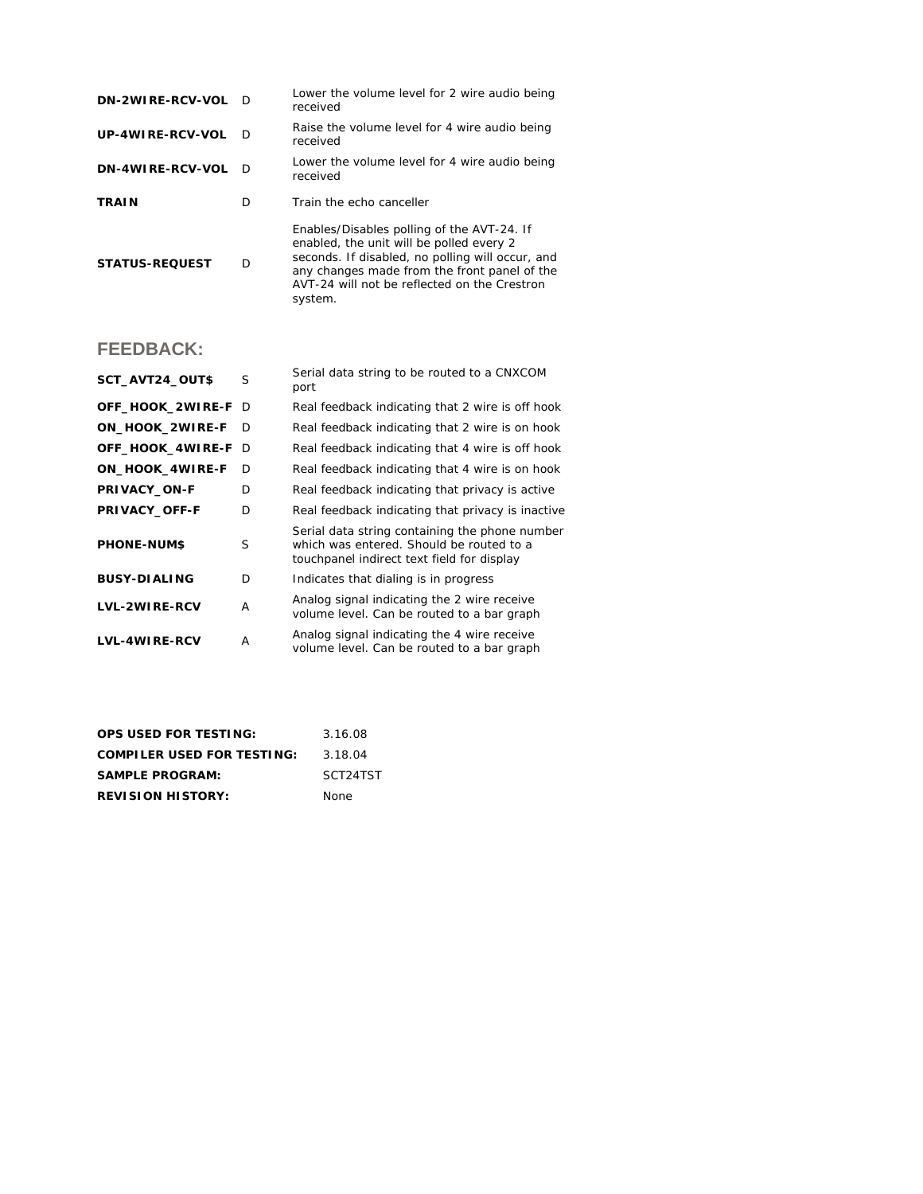| | | |
|---|---|---|
| **DN-2WIRE-RCV-VOL** | D | Lower the volume level for 2 wire audio being received |
| **UP-4WIRE-RCV-VOL** | D | Raise the volume level for 4 wire audio being received |
| **DN-4WIRE-RCV-VOL** | D | Lower the volume level for 4 wire audio being received |
| **TRAIN** | D | Train the echo canceller |
| **STATUS-REQUEST** | D | Enables/Disables polling of the AVT-24. If enabled, the unit will be polled every 2 seconds. If disabled, no polling will occur, and any changes made from the front panel of the AVT-24 will not be reflected on the Crestron system. |

## FEEDBACK:

| | | |
|---|---|---|
| **SCT_AVT24_OUT$** | S | Serial data string to be routed to a CNXCOM port |
| **OFF_HOOK_2WIRE-F** | D | Real feedback indicating that 2 wire is off hook |
| **ON_HOOK_2WIRE-F** | D | Real feedback indicating that 2 wire is on hook |
| **OFF_HOOK_4WIRE-F** | D | Real feedback indicating that 4 wire is off hook |
| **ON_HOOK_4WIRE-F** | D | Real feedback indicating that 4 wire is on hook |
| **PRIVACY_ON-F** | D | Real feedback indicating that privacy is active |
| **PRIVACY_OFF-F** | D | Real feedback indicating that privacy is inactive |
| **PHONE-NUM$** | S | Serial data string containing the phone number which was entered. Should be routed to a touchpanel indirect text field for display |
| **BUSY-DIALING** | D | Indicates that dialing is in progress |
| **LVL-2WIRE-RCV** | A | Analog signal indicating the 2 wire receive volume level. Can be routed to a bar graph |
| **LVL-4WIRE-RCV** | A | Analog signal indicating the 4 wire receive volume level. Can be routed to a bar graph |

| | |
|---|---|
| **OPS USED FOR TESTING:** | 3.16.08 |
| **COMPILER USED FOR TESTING:** | 3.18.04 |
| **SAMPLE PROGRAM:** | SCT24TST |
| **REVISION HISTORY:** | None |